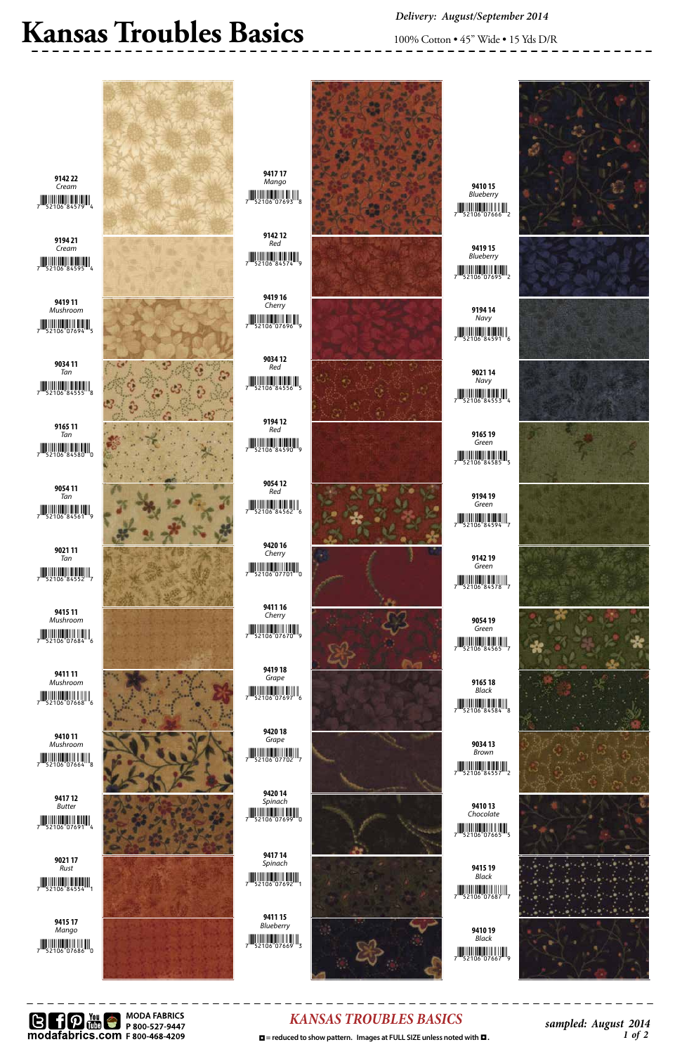# Kansas Troubles Basics

*Delivery: August/September 2014*

100% Cotton • 45" Wide • 15 Yds D/R

| Item | Color | UPC |
|---|---|---|
| 9142 22 | Cream | 7 52106 84579 4 |
| 9194 21 | Cream | 7 52106 84595 4 |
| 9419 11 | Mushroom | 7 52106 07694 5 |
| 9034 11 | Tan | 7 52106 84555 8 |
| 9165 11 | Tan | 7 52106 84580 0 |
| 9054 11 | Tan | 7 52106 84561 9 |
| 9021 11 | Tan | 7 52106 84552 7 |
| 9415 11 | Mushroom | 7 52106 07684 6 |
| 9411 11 | Mushroom | 7 52106 07668 6 |
| 9410 11 | Mushroom | 7 52106 07664 8 |
| 9417 12 | Butter | 7 52106 07691 4 |
| 9021 17 | Rust | 7 52106 84554 1 |
| 9415 17 | Mango | 7 52106 07686 0 |
| 9417 17 | Mango | 7 52106 07693 8 |
| 9142 12 | Red | 7 52106 84574 9 |
| 9419 16 | Cherry | 7 52106 07696 9 |
| 9034 12 | Red | 7 52106 84556 5 |
| 9194 12 | Red | 7 52106 84590 9 |
| 9054 12 | Red | 7 52106 84562 6 |
| 9420 16 | Cherry | 7 52106 07701 0 |
| 9411 16 | Cherry | 7 52106 07670 9 |
| 9419 18 | Grape | 7 52106 07697 6 |
| 9420 18 | Grape | 7 52106 07702 7 |
| 9420 14 | Spinach | 7 52106 07699 0 |
| 9417 14 | Spinach | 7 52106 07692 1 |
| 9411 15 | Blueberry | 7 52106 07669 3 |
| 9410 15 | Blueberry | 7 52106 07666 2 |
| 9419 15 | Blueberry | 7 52106 07695 2 |
| 9194 14 | Navy | 7 52106 84591 6 |
| 9021 14 | Navy | 7 52106 84553 4 |
| 9165 19 | Green | 7 52106 84585 5 |
| 9194 19 | Green | 7 52106 84594 7 |
| 9142 19 | Green | 7 52106 84578 7 |
| 9054 19 | Green | 7 52106 84565 7 |
| 9165 18 | Black | 7 52106 84584 8 |
| 9034 13 | Brown | 7 52106 84557 2 |
| 9410 13 | Chocolate | 7 52106 07665 5 |
| 9415 19 | Black | 7 52106 07687 7 |
| 9410 19 | Black | 7 52106 07667 9 |

MODA FABRICS
P 800-527-9447
F 800-468-4209
modafabrics.com

*KANSAS TROUBLES BASICS*

◘ = reduced to show pattern. Images at FULL SIZE unless noted with ◘.

*sampled: August 2014*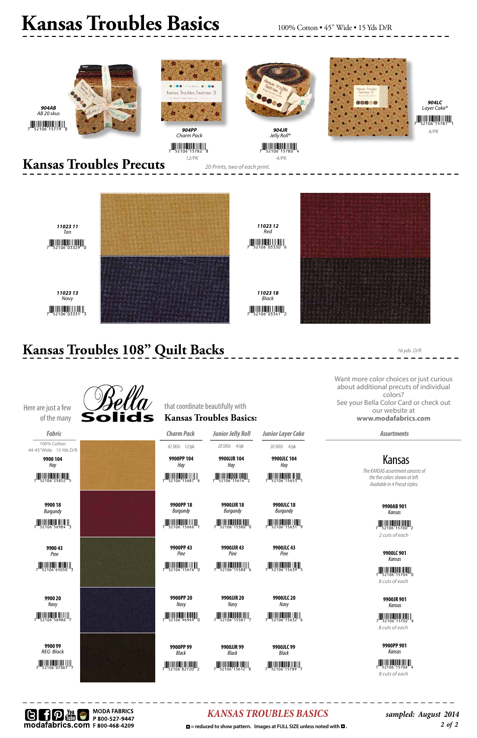# Kansas Troubles Basics

100% Cotton • 45" Wide • 15 Yds D/R

**904AB**
*AB 20 skus*
7 52106 15779 8

**904PP**
*Charm Pack*
7 52106 15782 8
*12/PK*

**904JR**
*Jelly Roll®*
7 52106 15780 4
*4/PK*

**904LC**
*Layer Cake®*
7 52106 15781 1
*4/PK*

## Kansas Troubles Precuts

*20 Prints, two of each print.*

**11023 11**
*Tan*
7 52106 03329 0

**11023 12**
*Red*
7 52106 03330 6

**11023 13**
*Navy*
7 52106 03331 3

**11023 18**
*Black*
7 52106 03341 2

## Kansas Troubles 108" Quilt Backs

*16 yds. D/R*

Here are just a few of the many **Bella Solids** that coordinate beautifully with **Kansas Troubles Basics:**

Want more color choices or just curious about additional precuts of individual colors?
See your Bella Color Card or check out our website at
**www.modafabrics.com**

| Fabric | Charm Pack | Junior Jelly Roll | Junior Layer Cake |
|---|---|---|---|
| 100% Cotton 44-45" Wide 15 Yds D/R | 42 SKUs 12/pk | 20 SKUs 4/pk | 20 SKUs 4/pk |
| **9900 104** *Hay* 7 52106 25852 5 | **9900PP 104** *Hay* 7 52106 15687 6 | **9900JJR 104** *Hay* 7 52106 15614 2 | **9900JLC 104** *Hay* 7 52106 15653 1 |
| **9900 18** *Burgundy* 7 52106 56984 3 | **9900PP 18** *Burgundy* 7 52106 15666 1 | **9900JJR 18** *Burgundy* 7 52106 15580 0 | **9900JLC 18** *Burgundy* 7 52106 15631 9 |
| **9900 43** *Pine* 7 52106 65050 3 | **9900PP 43** *Pine* 7 52106 15676 0 | **9900JJR 43** *Pine* 7 52106 15588 6 | **9900JLC 43** *Pine* 7 52106 15639 5 |
| **9900 20** *Navy* 7 52106 56986 7 | **9900PP 20** *Navy* 7 52106 96949 0 | **9900JJR 20** *Navy* 7 52106 15581 7 | **9900JLC 20** *Navy* 7 52106 15632 6 |
| **9900 99** *REG Black* 7 52106 07067 7 | **9900PP 99** *Black* 7 52106 82720 2 | **9900JJR 99** *Black* 7 52106 15612 8 | **9900JLC 99** *Black* 7 52106 15789 7 |

### Assortments

**Kansas**

*The KANSAS assortment consists of the five colors shown at left. Available in 4 Precut styles:*

**9900AB 901**
*Kansas*
7 52106 15700 2
*2 cuts of each*

**9900LC 901**
*Kansas*
7 52106 15704 0
*8 cuts of each*

**9900JR 901**
*Kansas*
7 52106 15702 6
*8 cuts of each*

**9900PP 901**
*Kansas*
7 52106 15706 4
*8 cuts of each*

**MODA FABRICS**
**P 800-527-9447**
**F 800-468-4209**
**modafabrics.com**

*KANSAS TROUBLES BASICS*

= reduced to show pattern. Images at FULL SIZE unless noted with .

*sampled: August 2014*